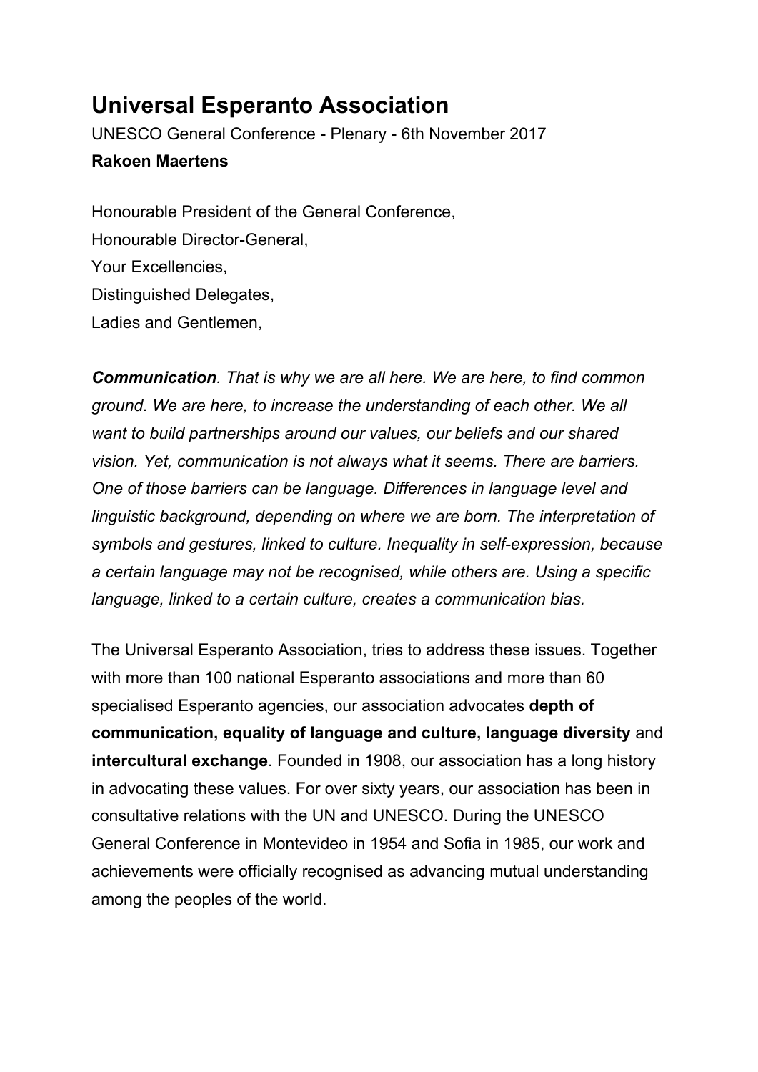# Universal Esperanto Association

UNESCO General Conference - Plenary - 6th November 2017

**Rakoen Maertens**

Honourable President of the General Conference,
Honourable Director-General,
Your Excellencies,
Distinguished Delegates,
Ladies and Gentlemen,

***Communication****. That is why we are all here. We are here, to find common ground. We are here, to increase the understanding of each other. We all want to build partnerships around our values, our beliefs and our shared vision. Yet, communication is not always what it seems. There are barriers. One of those barriers can be language. Differences in language level and linguistic background, depending on where we are born. The interpretation of symbols and gestures, linked to culture. Inequality in self-expression, because a certain language may not be recognised, while others are. Using a specific language, linked to a certain culture, creates a communication bias.*

The Universal Esperanto Association, tries to address these issues. Together with more than 100 national Esperanto associations and more than 60 specialised Esperanto agencies, our association advocates **depth of communication, equality of language and culture, language diversity** and **intercultural exchange**. Founded in 1908, our association has a long history in advocating these values. For over sixty years, our association has been in consultative relations with the UN and UNESCO. During the UNESCO General Conference in Montevideo in 1954 and Sofia in 1985, our work and achievements were officially recognised as advancing mutual understanding among the peoples of the world.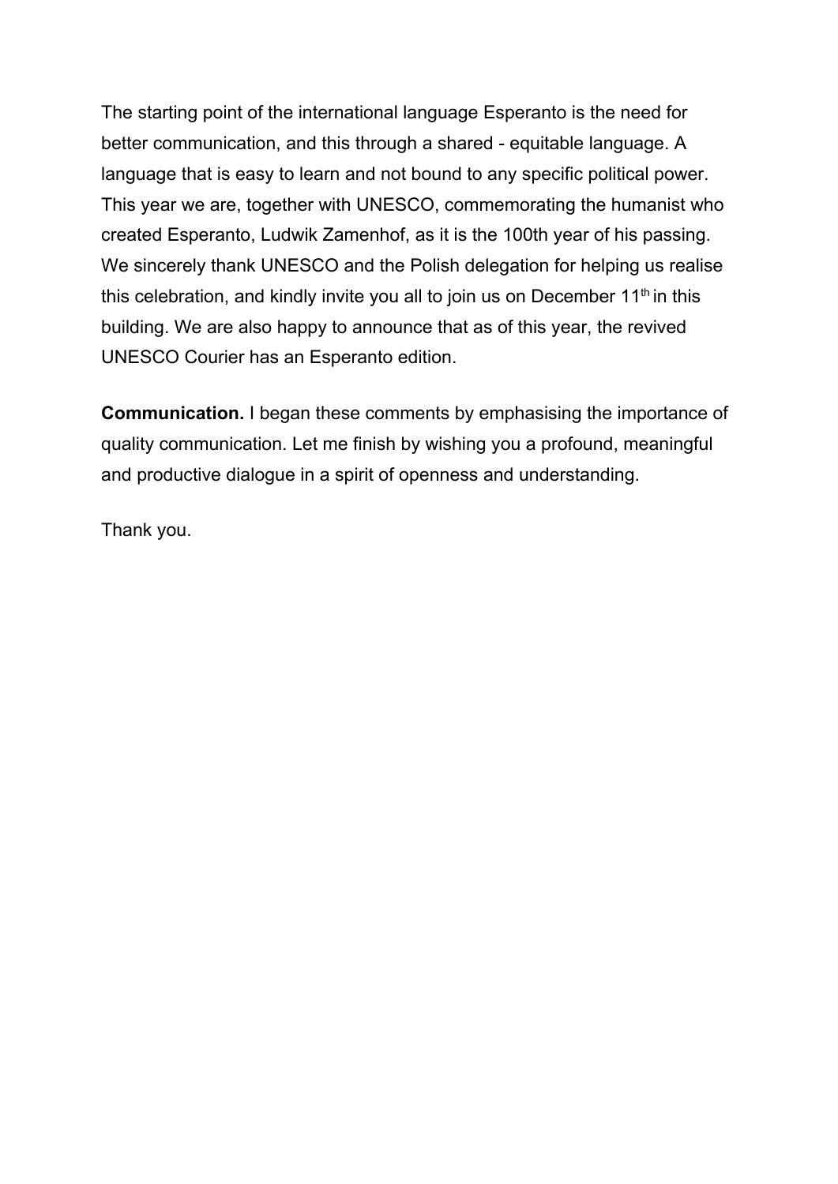The starting point of the international language Esperanto is the need for better communication, and this through a shared - equitable language. A language that is easy to learn and not bound to any specific political power. This year we are, together with UNESCO, commemorating the humanist who created Esperanto, Ludwik Zamenhof, as it is the 100th year of his passing. We sincerely thank UNESCO and the Polish delegation for helping us realise this celebration, and kindly invite you all to join us on December 11th in this building. We are also happy to announce that as of this year, the revived UNESCO Courier has an Esperanto edition.

**Communication.** I began these comments by emphasising the importance of quality communication. Let me finish by wishing you a profound, meaningful and productive dialogue in a spirit of openness and understanding.

Thank you.